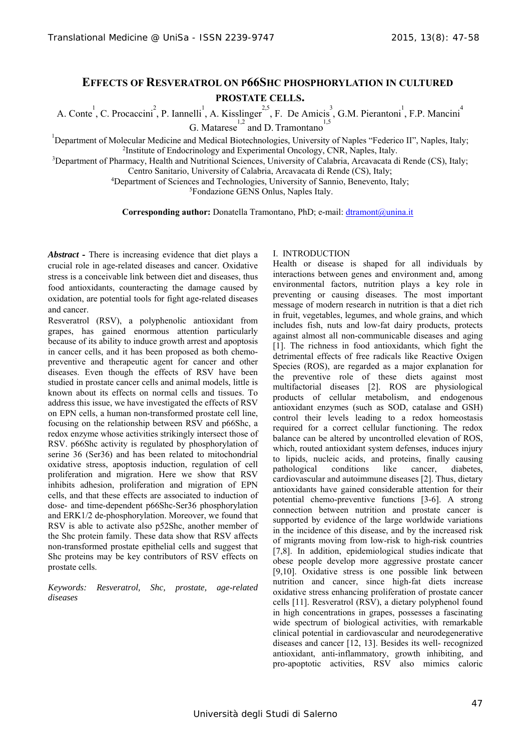# EFFECTS OF RESVERATROL ON P66SHC PHOSPHORYLATION IN CULTURED PROSTATE CELLS.

A. Conte[1], C. Procaccini[2], P. Iannelli[1], A. Kisslinger[2,5], F. De Amicis[3], G.M. Pierantoni[1], F.P. Mancini[4] G. Matarese[1,2] and D. Tramontano[1,5]

[1]Department of Molecular Medicine and Medical Biotechnologies, University of Naples "Federico II", Naples, Italy;
[2]Institute of Endocrinology and Experimental Oncology, CNR, Naples, Italy.
[3]Department of Pharmacy, Health and Nutritional Sciences, University of Calabria, Arcavacata di Rende (CS), Italy; Centro Sanitario, University of Calabria, Arcavacata di Rende (CS), Italy;
[4]Department of Sciences and Technologies, University of Sannio, Benevento, Italy;
[5]Fondazione GENS Onlus, Naples Italy.

**Corresponding author:** Donatella Tramontano, PhD; e-mail: dtramont@unina.it

***Abstract -*** There is increasing evidence that diet plays a crucial role in age-related diseases and cancer. Oxidative stress is a conceivable link between diet and diseases, thus food antioxidants, counteracting the damage caused by oxidation, are potential tools for fight age-related diseases and cancer.

Resveratrol (RSV), a polyphenolic antioxidant from grapes, has gained enormous attention particularly because of its ability to induce growth arrest and apoptosis in cancer cells, and it has been proposed as both chemo-preventive and therapeutic agent for cancer and other diseases. Even though the effects of RSV have been studied in prostate cancer cells and animal models, little is known about its effects on normal cells and tissues. To address this issue, we have investigated the effects of RSV on EPN cells, a human non-transformed prostate cell line, focusing on the relationship between RSV and p66Shc, a redox enzyme whose activities strikingly intersect those of RSV. p66Shc activity is regulated by phosphorylation of serine 36 (Ser36) and has been related to mitochondrial oxidative stress, apoptosis induction, regulation of cell proliferation and migration. Here we show that RSV inhibits adhesion, proliferation and migration of EPN cells, and that these effects are associated to induction of dose- and time-dependent p66Shc-Ser36 phosphorylation and ERK1/2 de-phosphorylation. Moreover, we found that RSV is able to activate also p52Shc, another member of the Shc protein family. These data show that RSV affects non-transformed prostate epithelial cells and suggest that Shc proteins may be key contributors of RSV effects on prostate cells.

*Keywords: Resveratrol, Shc, prostate, age-related diseases*

## I. INTRODUCTION

Health or disease is shaped for all individuals by interactions between genes and environment and, among environmental factors, nutrition plays a key role in preventing or causing diseases. The most important message of modern research in nutrition is that a diet rich in fruit, vegetables, legumes, and whole grains, and which includes fish, nuts and low-fat dairy products, protects against almost all non-communicable diseases and aging [1]. The richness in food antioxidants, which fight the detrimental effects of free radicals like Reactive Oxigen Species (ROS), are regarded as a major explanation for the preventive role of these diets against most multifactorial diseases [2]. ROS are physiological products of cellular metabolism, and endogenous antioxidant enzymes (such as SOD, catalase and GSH) control their levels leading to a redox homeostasis required for a correct cellular functioning. The redox balance can be altered by uncontrolled elevation of ROS, which, routed antioxidant system defenses, induces injury to lipids, nucleic acids, and proteins, finally causing pathological conditions like cancer, diabetes, cardiovascular and autoimmune diseases [2]. Thus, dietary antioxidants have gained considerable attention for their potential chemo-preventive functions [3-6]. A strong connection between nutrition and prostate cancer is supported by evidence of the large worldwide variations in the incidence of this disease, and by the increased risk of migrants moving from low-risk to high-risk countries [7,8]. In addition, epidemiological studies indicate that obese people develop more aggressive prostate cancer [9,10]. Oxidative stress is one possible link between nutrition and cancer, since high-fat diets increase oxidative stress enhancing proliferation of prostate cancer cells [11]. Resveratrol (RSV), a dietary polyphenol found in high concentrations in grapes, possesses a fascinating wide spectrum of biological activities, with remarkable clinical potential in cardiovascular and neurodegenerative diseases and cancer [12, 13]. Besides its well- recognized antioxidant, anti-inflammatory, growth inhibiting, and pro-apoptotic activities, RSV also mimics caloric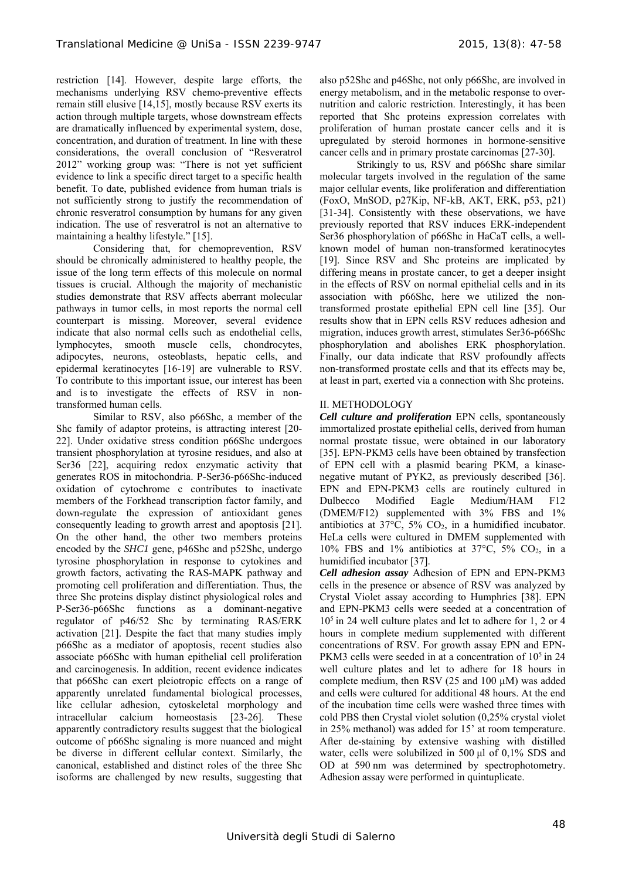restriction [14]. However, despite large efforts, the mechanisms underlying RSV chemo-preventive effects remain still elusive [14,15], mostly because RSV exerts its action through multiple targets, whose downstream effects are dramatically influenced by experimental system, dose, concentration, and duration of treatment. In line with these considerations, the overall conclusion of "Resveratrol 2012" working group was: "There is not yet sufficient evidence to link a specific direct target to a specific health benefit. To date, published evidence from human trials is not sufficiently strong to justify the recommendation of chronic resveratrol consumption by humans for any given indication. The use of resveratrol is not an alternative to maintaining a healthy lifestyle." [15].

Considering that, for chemoprevention, RSV should be chronically administered to healthy people, the issue of the long term effects of this molecule on normal tissues is crucial. Although the majority of mechanistic studies demonstrate that RSV affects aberrant molecular pathways in tumor cells, in most reports the normal cell counterpart is missing. Moreover, several evidence indicate that also normal cells such as endothelial cells, lymphocytes, smooth muscle cells, chondrocytes, adipocytes, neurons, osteoblasts, hepatic cells, and epidermal keratinocytes [16-19] are vulnerable to RSV. To contribute to this important issue, our interest has been and is to investigate the effects of RSV in non-transformed human cells.

Similar to RSV, also p66Shc, a member of the Shc family of adaptor proteins, is attracting interest [20-22]. Under oxidative stress condition p66Shc undergoes transient phosphorylation at tyrosine residues, and also at Ser36 [22], acquiring redox enzymatic activity that generates ROS in mitochondria. P-Ser36-p66Shc-induced oxidation of cytochrome c contributes to inactivate members of the Forkhead transcription factor family, and down-regulate the expression of antioxidant genes consequently leading to growth arrest and apoptosis [21]. On the other hand, the other two members proteins encoded by the *SHC1* gene, p46Shc and p52Shc, undergo tyrosine phosphorylation in response to cytokines and growth factors, activating the RAS-MAPK pathway and promoting cell proliferation and differentiation. Thus, the three Shc proteins display distinct physiological roles and P-Ser36-p66Shc functions as a dominant-negative regulator of p46/52 Shc by terminating RAS/ERK activation [21]. Despite the fact that many studies imply p66Shc as a mediator of apoptosis, recent studies also associate p66Shc with human epithelial cell proliferation and carcinogenesis. In addition, recent evidence indicates that p66Shc can exert pleiotropic effects on a range of apparently unrelated fundamental biological processes, like cellular adhesion, cytoskeletal morphology and intracellular calcium homeostasis [23-26]. These apparently contradictory results suggest that the biological outcome of p66Shc signaling is more nuanced and might be diverse in different cellular context. Similarly, the canonical, established and distinct roles of the three Shc isoforms are challenged by new results, suggesting that also p52Shc and p46Shc, not only p66Shc, are involved in energy metabolism, and in the metabolic response to over-nutrition and caloric restriction. Interestingly, it has been reported that Shc proteins expression correlates with proliferation of human prostate cancer cells and it is upregulated by steroid hormones in hormone-sensitive cancer cells and in primary prostate carcinomas [27-30].

Strikingly to us, RSV and p66Shc share similar molecular targets involved in the regulation of the same major cellular events, like proliferation and differentiation (FoxO, MnSOD, p27Kip, NF-kB, AKT, ERK, p53, p21) [31-34]. Consistently with these observations, we have previously reported that RSV induces ERK-independent Ser36 phosphorylation of p66Shc in HaCaT cells, a well-known model of human non-transformed keratinocytes [19]. Since RSV and Shc proteins are implicated by differing means in prostate cancer, to get a deeper insight in the effects of RSV on normal epithelial cells and in its association with p66Shc, here we utilized the non-transformed prostate epithelial EPN cell line [35]. Our results show that in EPN cells RSV reduces adhesion and migration, induces growth arrest, stimulates Ser36-p66Shc phosphorylation and abolishes ERK phosphorylation. Finally, our data indicate that RSV profoundly affects non-transformed prostate cells and that its effects may be, at least in part, exerted via a connection with Shc proteins.

## II. METHODOLOGY

***Cell culture and proliferation*** EPN cells, spontaneously immortalized prostate epithelial cells, derived from human normal prostate tissue, were obtained in our laboratory [35]. EPN-PKM3 cells have been obtained by transfection of EPN cell with a plasmid bearing PKM, a kinase-negative mutant of PYK2, as previously described [36]. EPN and EPN-PKM3 cells are routinely cultured in Dulbecco Modified Eagle Medium/HAM F12 (DMEM/F12) supplemented with 3% FBS and 1% antibiotics at 37°C, 5% $CO_2$, in a humidified incubator. HeLa cells were cultured in DMEM supplemented with 10% FBS and 1% antibiotics at 37°C, 5% $CO_2$, in a humidified incubator [37].

***Cell adhesion assay*** Adhesion of EPN and EPN-PKM3 cells in the presence or absence of RSV was analyzed by Crystal Violet assay according to Humphries [38]. EPN and EPN-PKM3 cells were seeded at a concentration of $10^5$ in 24 well culture plates and let to adhere for 1, 2 or 4 hours in complete medium supplemented with different concentrations of RSV. For growth assay EPN and EPN-PKM3 cells were seeded in at a concentration of $10^5$ in 24 well culture plates and let to adhere for 18 hours in complete medium, then RSV (25 and 100 µM) was added and cells were cultured for additional 48 hours. At the end of the incubation time cells were washed three times with cold PBS then Crystal violet solution (0,25% crystal violet in 25% methanol) was added for 15' at room temperature. After de-staining by extensive washing with distilled water, cells were solubilized in 500 µl of 0,1% SDS and OD at 590 nm was determined by spectrophotometry. Adhesion assay were performed in quintuplicate.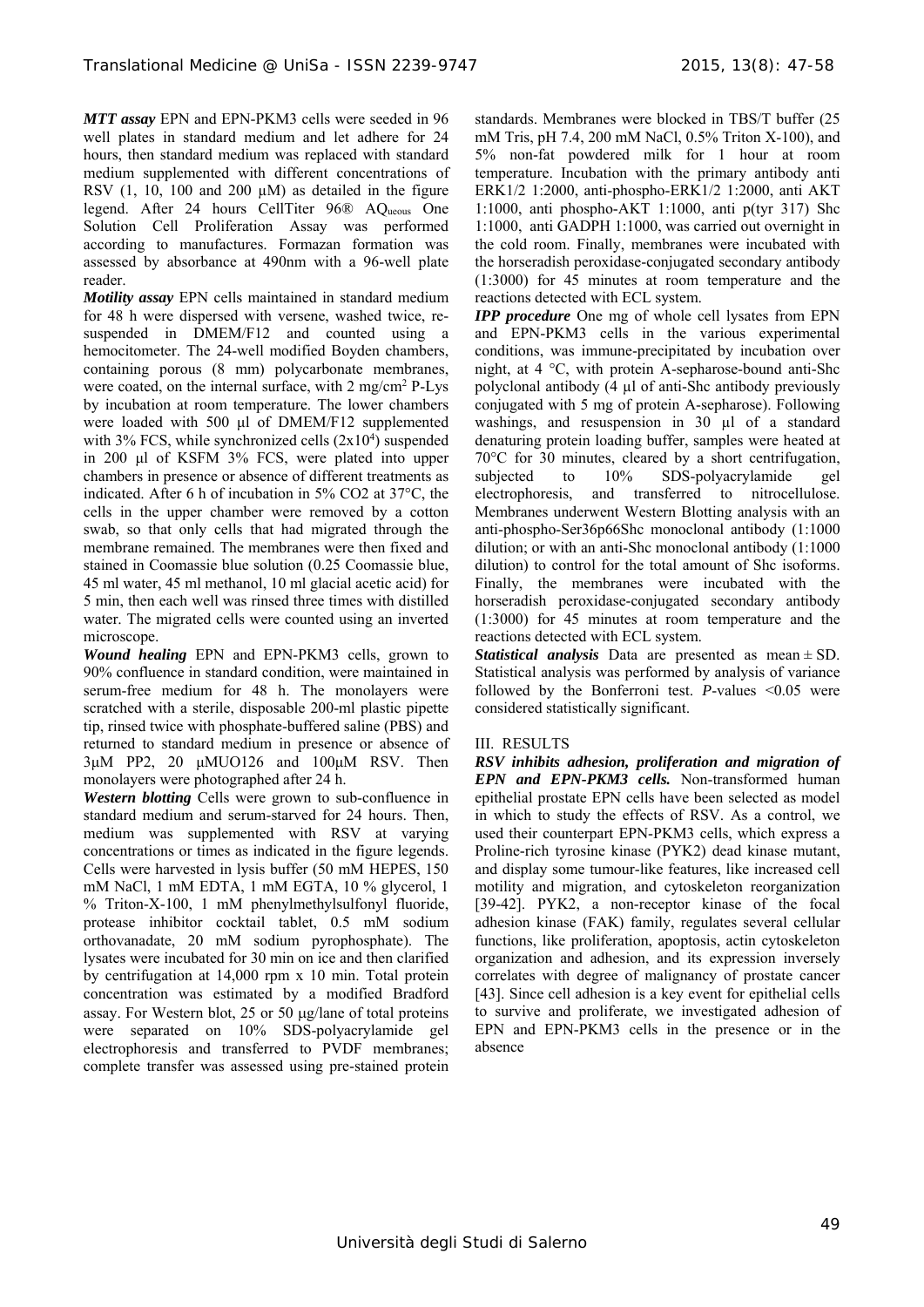***MTT assay*** EPN and EPN-PKM3 cells were seeded in 96 well plates in standard medium and let adhere for 24 hours, then standard medium was replaced with standard medium supplemented with different concentrations of RSV (1, 10, 100 and 200 μM) as detailed in the figure legend. After 24 hours CellTiter 96® AQueous One Solution Cell Proliferation Assay was performed according to manufactures. Formazan formation was assessed by absorbance at 490nm with a 96-well plate reader.

***Motility assay*** EPN cells maintained in standard medium for 48 h were dispersed with versene, washed twice, re-suspended in DMEM/F12 and counted using a hemocitometer. The 24-well modified Boyden chambers, containing porous (8 mm) polycarbonate membranes, were coated, on the internal surface, with 2 mg/cm$^2$ P-Lys by incubation at room temperature. The lower chambers were loaded with 500 μl of DMEM/F12 supplemented with 3% FCS, while synchronized cells ($2x10^4$) suspended in 200 μl of KSFM 3% FCS, were plated into upper chambers in presence or absence of different treatments as indicated. After 6 h of incubation in 5% CO2 at 37°C, the cells in the upper chamber were removed by a cotton swab, so that only cells that had migrated through the membrane remained. The membranes were then fixed and stained in Coomassie blue solution (0.25 Coomassie blue, 45 ml water, 45 ml methanol, 10 ml glacial acetic acid) for 5 min, then each well was rinsed three times with distilled water. The migrated cells were counted using an inverted microscope.

***Wound healing*** EPN and EPN-PKM3 cells, grown to 90% confluence in standard condition, were maintained in serum-free medium for 48 h. The monolayers were scratched with a sterile, disposable 200-ml plastic pipette tip, rinsed twice with phosphate-buffered saline (PBS) and returned to standard medium in presence or absence of 3μM PP2, 20 μMUO126 and 100μM RSV. Then monolayers were photographed after 24 h.

***Western blotting*** Cells were grown to sub-confluence in standard medium and serum-starved for 24 hours. Then, medium was supplemented with RSV at varying concentrations or times as indicated in the figure legends. Cells were harvested in lysis buffer (50 mM HEPES, 150 mM NaCl, 1 mM EDTA, 1 mM EGTA, 10 % glycerol, 1 % Triton-X-100, 1 mM phenylmethylsulfonyl fluoride, protease inhibitor cocktail tablet, 0.5 mM sodium orthovanadate, 20 mM sodium pyrophosphate). The lysates were incubated for 30 min on ice and then clarified by centrifugation at 14,000 rpm x 10 min. Total protein concentration was estimated by a modified Bradford assay. For Western blot, 25 or 50 μg/lane of total proteins were separated on 10% SDS-polyacrylamide gel electrophoresis and transferred to PVDF membranes; complete transfer was assessed using pre-stained protein standards. Membranes were blocked in TBS/T buffer (25 mM Tris, pH 7.4, 200 mM NaCl, 0.5% Triton X-100), and 5% non-fat powdered milk for 1 hour at room temperature. Incubation with the primary antibody anti ERK1/2 1:2000, anti-phospho-ERK1/2 1:2000, anti AKT 1:1000, anti phospho-AKT 1:1000, anti p(tyr 317) Shc 1:1000, anti GADPH 1:1000, was carried out overnight in the cold room. Finally, membranes were incubated with the horseradish peroxidase-conjugated secondary antibody (1:3000) for 45 minutes at room temperature and the reactions detected with ECL system.

***IPP procedure*** One mg of whole cell lysates from EPN and EPN-PKM3 cells in the various experimental conditions, was immune-precipitated by incubation over night, at 4 °C, with protein A-sepharose-bound anti-Shc polyclonal antibody (4 μl of anti-Shc antibody previously conjugated with 5 mg of protein A-sepharose). Following washings, and resuspension in 30 μl of a standard denaturing protein loading buffer, samples were heated at 70°C for 30 minutes, cleared by a short centrifugation, subjected to 10% SDS-polyacrylamide gel electrophoresis, and transferred to nitrocellulose. Membranes underwent Western Blotting analysis with an anti-phospho-Ser36p66Shc monoclonal antibody (1:1000 dilution; or with an anti-Shc monoclonal antibody (1:1000 dilution) to control for the total amount of Shc isoforms. Finally, the membranes were incubated with the horseradish peroxidase-conjugated secondary antibody (1:3000) for 45 minutes at room temperature and the reactions detected with ECL system.

***Statistical analysis*** Data are presented as mean ± SD. Statistical analysis was performed by analysis of variance followed by the Bonferroni test. *P*-values <0.05 were considered statistically significant.

## III. RESULTS

***RSV inhibits adhesion, proliferation and migration of EPN and EPN-PKM3 cells.*** Non-transformed human epithelial prostate EPN cells have been selected as model in which to study the effects of RSV. As a control, we used their counterpart EPN-PKM3 cells, which express a Proline-rich tyrosine kinase (PYK2) dead kinase mutant, and display some tumour-like features, like increased cell motility and migration, and cytoskeleton reorganization [39-42]. PYK2, a non-receptor kinase of the focal adhesion kinase (FAK) family, regulates several cellular functions, like proliferation, apoptosis, actin cytoskeleton organization and adhesion, and its expression inversely correlates with degree of malignancy of prostate cancer [43]. Since cell adhesion is a key event for epithelial cells to survive and proliferate, we investigated adhesion of EPN and EPN-PKM3 cells in the presence or in the absence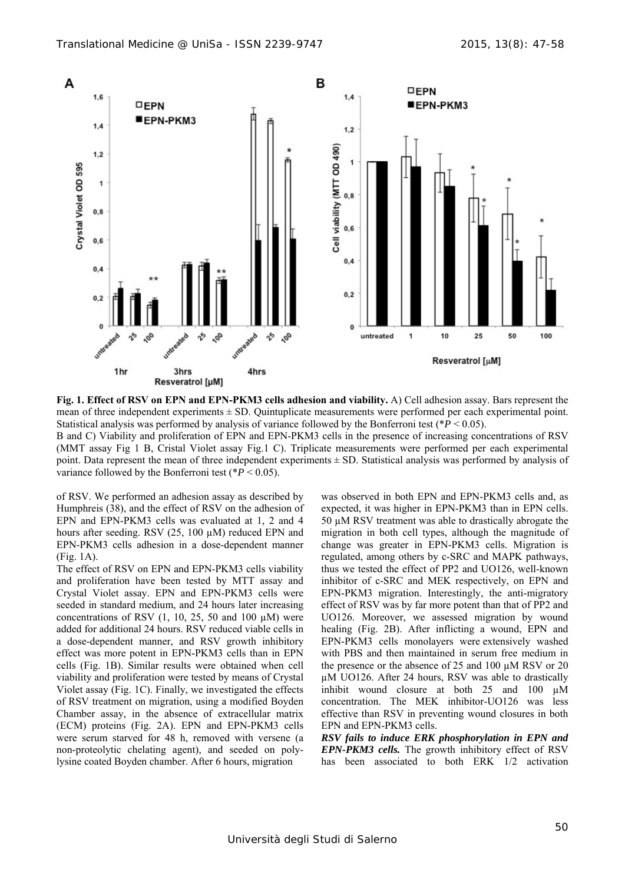**Fig. 1. Effect of RSV on EPN and EPN-PKM3 cells adhesion and viability.** A) Cell adhesion assay. Bars represent the mean of three independent experiments ± SD. Quintuplicate measurements were performed per each experimental point. Statistical analysis was performed by analysis of variance followed by the Bonferroni test (\**P* < 0.05).
B and C) Viability and proliferation of EPN and EPN-PKM3 cells in the presence of increasing concentrations of RSV (MMT assay Fig 1 B, Cristal Violet assay Fig.1 C). Triplicate measurements were performed per each experimental point. Data represent the mean of three independent experiments ± SD. Statistical analysis was performed by analysis of variance followed by the Bonferroni test (\**P* < 0.05).

of RSV. We performed an adhesion assay as described by Humphreis (38), and the effect of RSV on the adhesion of EPN and EPN-PKM3 cells was evaluated at 1, 2 and 4 hours after seeding. RSV (25, 100 μM) reduced EPN and EPN-PKM3 cells adhesion in a dose-dependent manner (Fig. 1A).

The effect of RSV on EPN and EPN-PKM3 cells viability and proliferation have been tested by MTT assay and Crystal Violet assay. EPN and EPN-PKM3 cells were seeded in standard medium, and 24 hours later increasing concentrations of RSV (1, 10, 25, 50 and 100 μM) were added for additional 24 hours. RSV reduced viable cells in a dose-dependent manner, and RSV growth inhibitory effect was more potent in EPN-PKM3 cells than in EPN cells (Fig. 1B). Similar results were obtained when cell viability and proliferation were tested by means of Crystal Violet assay (Fig. 1C). Finally, we investigated the effects of RSV treatment on migration, using a modified Boyden Chamber assay, in the absence of extracellular matrix (ECM) proteins (Fig. 2A). EPN and EPN-PKM3 cells were serum starved for 48 h, removed with versene (a non-proteolytic chelating agent), and seeded on poly-lysine coated Boyden chamber. After 6 hours, migration was observed in both EPN and EPN-PKM3 cells and, as expected, it was higher in EPN-PKM3 than in EPN cells. 50 μM RSV treatment was able to drastically abrogate the migration in both cell types, although the magnitude of change was greater in EPN-PKM3 cells. Migration is regulated, among others by c-SRC and MAPK pathways, thus we tested the effect of PP2 and UO126, well-known inhibitor of c-SRC and MEK respectively, on EPN and EPN-PKM3 migration. Interestingly, the anti-migratory effect of RSV was by far more potent than that of PP2 and UO126. Moreover, we assessed migration by wound healing (Fig. 2B). After inflicting a wound, EPN and EPN-PKM3 cells monolayers were extensively washed with PBS and then maintained in serum free medium in the presence or the absence of 25 and 100 μM RSV or 20 μM UO126. After 24 hours, RSV was able to drastically inhibit wound closure at both 25 and 100 μM concentration. The MEK inhibitor-UO126 was less effective than RSV in preventing wound closures in both EPN and EPN-PKM3 cells.

***RSV fails to induce ERK phosphorylation in EPN and EPN-PKM3 cells.*** The growth inhibitory effect of RSV has been associated to both ERK 1/2 activation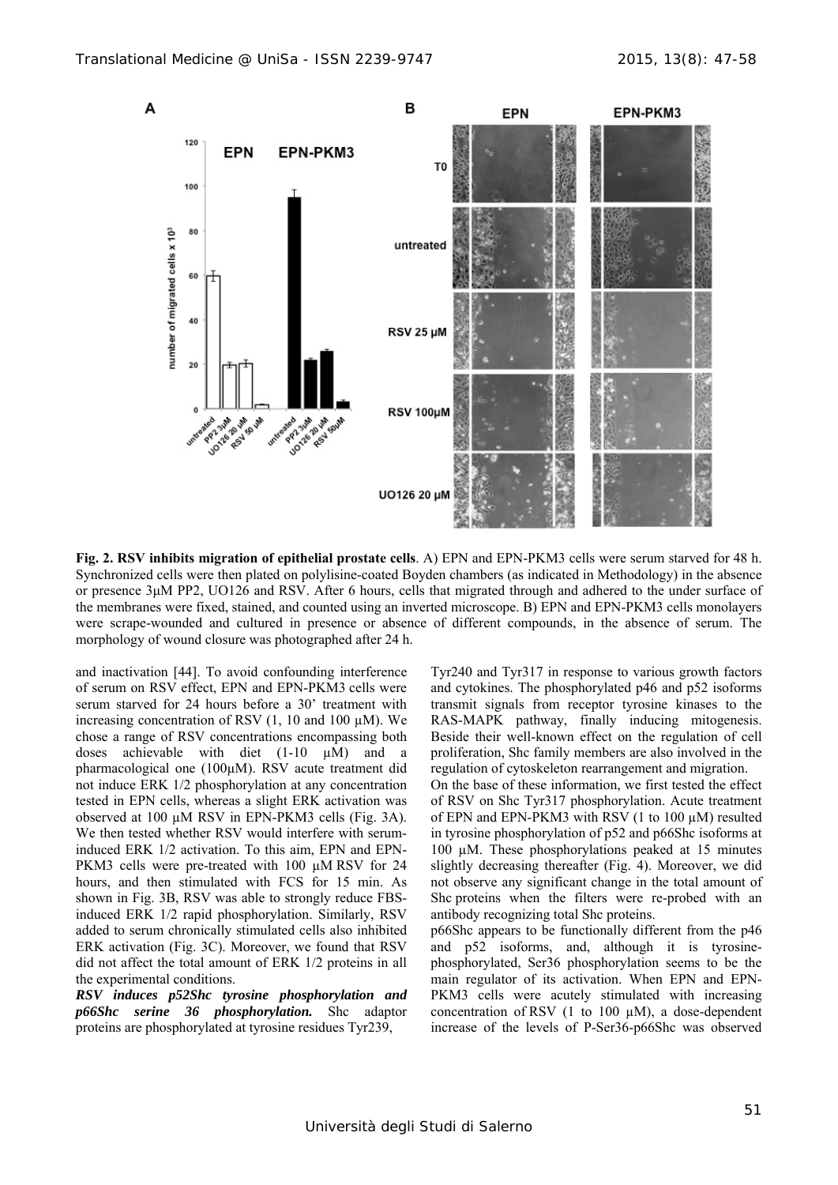**Fig. 2. RSV inhibits migration of epithelial prostate cells**. A) EPN and EPN-PKM3 cells were serum starved for 48 h. Synchronized cells were then plated on polylisine-coated Boyden chambers (as indicated in Methodology) in the absence or presence 3μM PP2, UO126 and RSV. After 6 hours, cells that migrated through and adhered to the under surface of the membranes were fixed, stained, and counted using an inverted microscope. B) EPN and EPN-PKM3 cells monolayers were scrape-wounded and cultured in presence or absence of different compounds, in the absence of serum. The morphology of wound closure was photographed after 24 h.

and inactivation [44]. To avoid confounding interference of serum on RSV effect, EPN and EPN-PKM3 cells were serum starved for 24 hours before a 30' treatment with increasing concentration of RSV (1, 10 and 100 μM). We chose a range of RSV concentrations encompassing both doses achievable with diet (1-10 μM) and a pharmacological one (100μM). RSV acute treatment did not induce ERK 1/2 phosphorylation at any concentration tested in EPN cells, whereas a slight ERK activation was observed at 100 μM RSV in EPN-PKM3 cells (Fig. 3A). We then tested whether RSV would interfere with serum-induced ERK 1/2 activation. To this aim, EPN and EPN-PKM3 cells were pre-treated with 100 μM RSV for 24 hours, and then stimulated with FCS for 15 min. As shown in Fig. 3B, RSV was able to strongly reduce FBS-induced ERK 1/2 rapid phosphorylation. Similarly, RSV added to serum chronically stimulated cells also inhibited ERK activation (Fig. 3C). Moreover, we found that RSV did not affect the total amount of ERK 1/2 proteins in all the experimental conditions.

***RSV induces p52Shc tyrosine phosphorylation and p66Shc serine 36 phosphorylation.*** Shc adaptor proteins are phosphorylated at tyrosine residues Tyr239, Tyr240 and Tyr317 in response to various growth factors and cytokines. The phosphorylated p46 and p52 isoforms transmit signals from receptor tyrosine kinases to the RAS-MAPK pathway, finally inducing mitogenesis. Beside their well-known effect on the regulation of cell proliferation, Shc family members are also involved in the regulation of cytoskeleton rearrangement and migration.

On the base of these information, we first tested the effect of RSV on Shc Tyr317 phosphorylation. Acute treatment of EPN and EPN-PKM3 with RSV (1 to 100 μM) resulted in tyrosine phosphorylation of p52 and p66Shc isoforms at 100 μM. These phosphorylations peaked at 15 minutes slightly decreasing thereafter (Fig. 4). Moreover, we did not observe any significant change in the total amount of Shc proteins when the filters were re-probed with an antibody recognizing total Shc proteins.

p66Shc appears to be functionally different from the p46 and p52 isoforms, and, although it is tyrosine-phosphorylated, Ser36 phosphorylation seems to be the main regulator of its activation. When EPN and EPN-PKM3 cells were acutely stimulated with increasing concentration of RSV (1 to 100 μM), a dose-dependent increase of the levels of P-Ser36-p66Shc was observed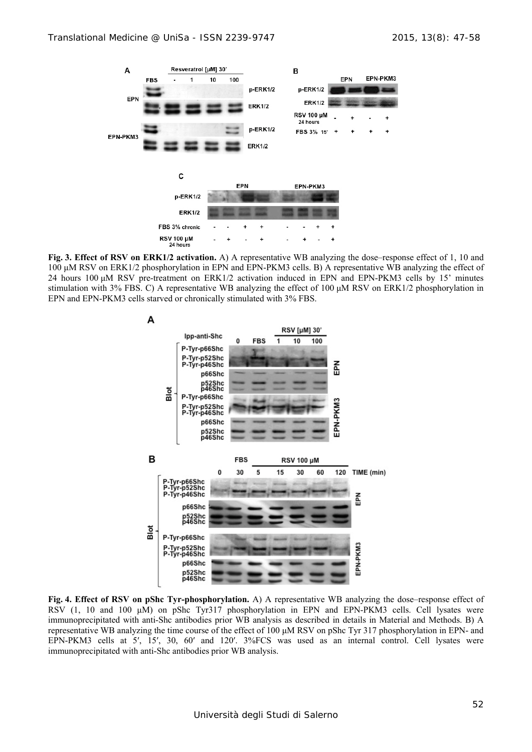**Fig. 3. Effect of RSV on ERK1/2 activation.** A) A representative WB analyzing the dose–response effect of 1, 10 and 100 µM RSV on ERK1/2 phosphorylation in EPN and EPN-PKM3 cells. B) A representative WB analyzing the effect of 24 hours 100 µM RSV pre-treatment on ERK1/2 activation induced in EPN and EPN-PKM3 cells by 15' minutes stimulation with 3% FBS. C) A representative WB analyzing the effect of 100 µM RSV on ERK1/2 phosphorylation in EPN and EPN-PKM3 cells starved or chronically stimulated with 3% FBS.

**Fig. 4. Effect of RSV on pShc Tyr-phosphorylation.** A) A representative WB analyzing the dose–response effect of RSV (1, 10 and 100 µM) on pShc Tyr317 phosphorylation in EPN and EPN-PKM3 cells. Cell lysates were immunoprecipitated with anti-Shc antibodies prior WB analysis as described in details in Material and Methods. B) A representative WB analyzing the time course of the effect of 100 µM RSV on pShc Tyr 317 phosphorylation in EPN- and EPN-PKM3 cells at 5′, 15′, 30, 60′ and 120′. 3%FCS was used as an internal control. Cell lysates were immunoprecipitated with anti-Shc antibodies prior WB analysis.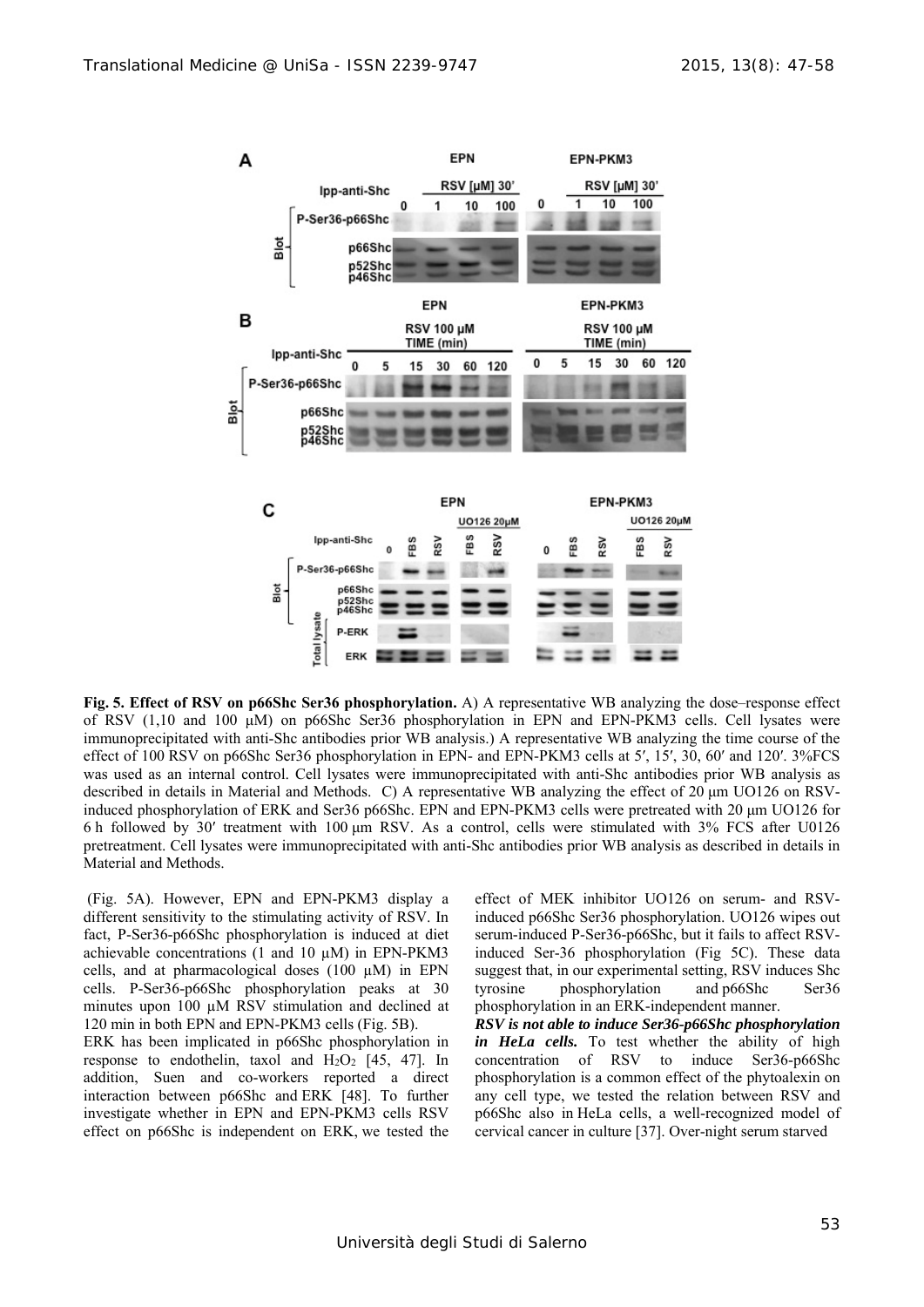**Fig. 5. Effect of RSV on p66Shc Ser36 phosphorylation.** A) A representative WB analyzing the dose–response effect of RSV (1,10 and 100 μM) on p66Shc Ser36 phosphorylation in EPN and EPN-PKM3 cells. Cell lysates were immunoprecipitated with anti-Shc antibodies prior WB analysis.) A representative WB analyzing the time course of the effect of 100 RSV on p66Shc Ser36 phosphorylation in EPN- and EPN-PKM3 cells at 5′, 15′, 30, 60′ and 120′. 3%FCS was used as an internal control. Cell lysates were immunoprecipitated with anti-Shc antibodies prior WB analysis as described in details in Material and Methods. C) A representative WB analyzing the effect of 20 μm UO126 on RSV-induced phosphorylation of ERK and Ser36 p66Shc. EPN and EPN-PKM3 cells were pretreated with 20 μm UO126 for 6 h followed by 30′ treatment with 100 μm RSV. As a control, cells were stimulated with 3% FCS after U0126 pretreatment. Cell lysates were immunoprecipitated with anti-Shc antibodies prior WB analysis as described in details in Material and Methods.

(Fig. 5A). However, EPN and EPN-PKM3 display a different sensitivity to the stimulating activity of RSV. In fact, P-Ser36-p66Shc phosphorylation is induced at diet achievable concentrations (1 and 10 μM) in EPN-PKM3 cells, and at pharmacological doses (100 μM) in EPN cells. P-Ser36-p66Shc phosphorylation peaks at 30 minutes upon 100 μM RSV stimulation and declined at 120 min in both EPN and EPN-PKM3 cells (Fig. 5B).

ERK has been implicated in p66Shc phosphorylation in response to endothelin, taxol and $H_2O_2$ [45, 47]. In addition, Suen and co-workers reported a direct interaction between p66Shc and ERK [48]. To further investigate whether in EPN and EPN-PKM3 cells RSV effect on p66Shc is independent on ERK, we tested the effect of MEK inhibitor UO126 on serum- and RSV-induced p66Shc Ser36 phosphorylation. UO126 wipes out serum-induced P-Ser36-p66Shc, but it fails to affect RSV-induced Ser-36 phosphorylation (Fig 5C). These data suggest that, in our experimental setting, RSV induces Shc tyrosine phosphorylation and p66Shc Ser36 phosphorylation in an ERK-independent manner.

***RSV is not able to induce Ser36-p66Shc phosphorylation in HeLa cells.*** To test whether the ability of high concentration of RSV to induce Ser36-p66Shc phosphorylation is a common effect of the phytoalexin on any cell type, we tested the relation between RSV and p66Shc also in HeLa cells, a well-recognized model of cervical cancer in culture [37]. Over-night serum starved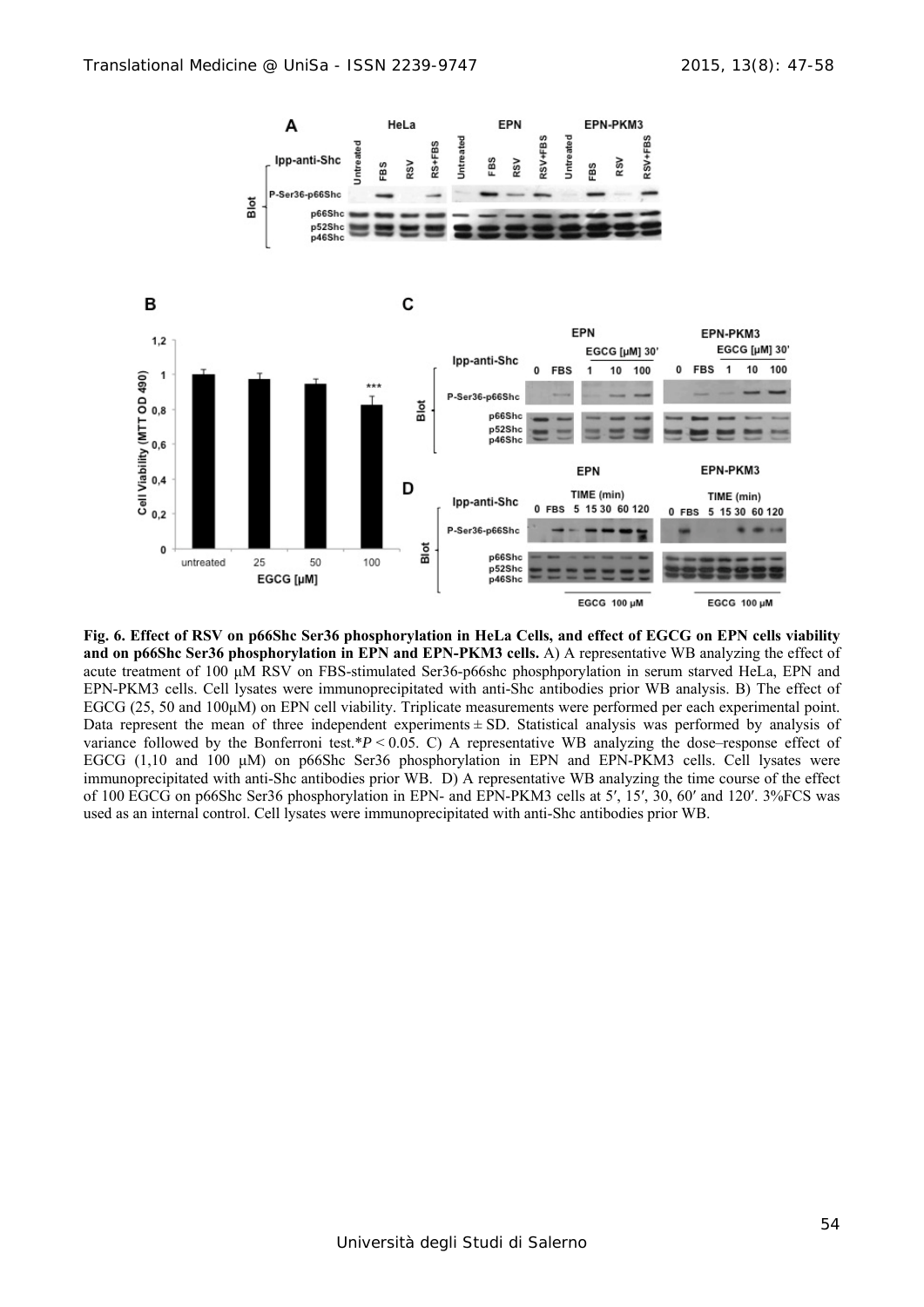**Fig. 6. Effect of RSV on p66Shc Ser36 phosphorylation in HeLa Cells, and effect of EGCG on EPN cells viability and on p66Shc Ser36 phosphorylation in EPN and EPN-PKM3 cells.** A) A representative WB analyzing the effect of acute treatment of 100 μM RSV on FBS-stimulated Ser36-p66shc phosphporylation in serum starved HeLa, EPN and EPN-PKM3 cells. Cell lysates were immunoprecipitated with anti-Shc antibodies prior WB analysis. B) The effect of EGCG (25, 50 and 100μM) on EPN cell viability. Triplicate measurements were performed per each experimental point. Data represent the mean of three independent experiments ± SD. Statistical analysis was performed by analysis of variance followed by the Bonferroni test.\*$P < 0.05$. C) A representative WB analyzing the dose–response effect of EGCG (1,10 and 100 μM) on p66Shc Ser36 phosphorylation in EPN and EPN-PKM3 cells. Cell lysates were immunoprecipitated with anti-Shc antibodies prior WB. D) A representative WB analyzing the time course of the effect of 100 EGCG on p66Shc Ser36 phosphorylation in EPN- and EPN-PKM3 cells at 5′, 15′, 30, 60′ and 120′. 3%FCS was used as an internal control. Cell lysates were immunoprecipitated with anti-Shc antibodies prior WB.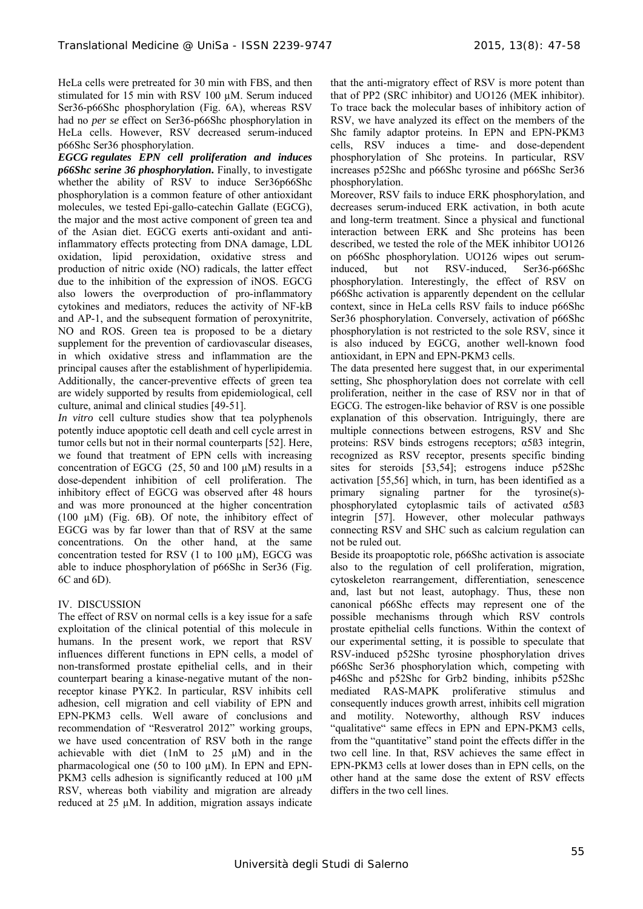HeLa cells were pretreated for 30 min with FBS, and then stimulated for 15 min with RSV 100 µM. Serum induced Ser36-p66Shc phosphorylation (Fig. 6A), whereas RSV had no *per se* effect on Ser36-p66Shc phosphorylation in HeLa cells. However, RSV decreased serum-induced p66Shc Ser36 phosphorylation.

***EGCG regulates EPN cell proliferation and induces p66Shc serine 36 phosphorylation.*** Finally, to investigate whether the ability of RSV to induce Ser36p66Shc phosphorylation is a common feature of other antioxidant molecules, we tested Epi-gallo-catechin Gallate (EGCG), the major and the most active component of green tea and of the Asian diet. EGCG exerts anti-oxidant and anti-inflammatory effects protecting from DNA damage, LDL oxidation, lipid peroxidation, oxidative stress and production of nitric oxide (NO) radicals, the latter effect due to the inhibition of the expression of iNOS. EGCG also lowers the overproduction of pro-inflammatory cytokines and mediators, reduces the activity of NF-kB and AP-1, and the subsequent formation of peroxynitrite, NO and ROS. Green tea is proposed to be a dietary supplement for the prevention of cardiovascular diseases, in which oxidative stress and inflammation are the principal causes after the establishment of hyperlipidemia. Additionally, the cancer-preventive effects of green tea are widely supported by results from epidemiological, cell culture, animal and clinical studies [49-51].

*In vitro* cell culture studies show that tea polyphenols potently induce apoptotic cell death and cell cycle arrest in tumor cells but not in their normal counterparts [52]. Here, we found that treatment of EPN cells with increasing concentration of EGCG (25, 50 and 100 µM) results in a dose-dependent inhibition of cell proliferation. The inhibitory effect of EGCG was observed after 48 hours and was more pronounced at the higher concentration (100 µM) (Fig. 6B). Of note, the inhibitory effect of EGCG was by far lower than that of RSV at the same concentrations. On the other hand, at the same concentration tested for RSV (1 to 100 µM), EGCG was able to induce phosphorylation of p66Shc in Ser36 (Fig. 6C and 6D).

## IV. DISCUSSION

The effect of RSV on normal cells is a key issue for a safe exploitation of the clinical potential of this molecule in humans. In the present work, we report that RSV influences different functions in EPN cells, a model of non-transformed prostate epithelial cells, and in their counterpart bearing a kinase-negative mutant of the non-receptor kinase PYK2. In particular, RSV inhibits cell adhesion, cell migration and cell viability of EPN and EPN-PKM3 cells. Well aware of conclusions and recommendation of "Resveratrol 2012" working groups, we have used concentration of RSV both in the range achievable with diet (1nM to 25 µM) and in the pharmacological one (50 to 100 µM). In EPN and EPN-PKM3 cells adhesion is significantly reduced at 100 µM RSV, whereas both viability and migration are already reduced at 25 µM. In addition, migration assays indicate that the anti-migratory effect of RSV is more potent than that of PP2 (SRC inhibitor) and UO126 (MEK inhibitor). To trace back the molecular bases of inhibitory action of RSV, we have analyzed its effect on the members of the Shc family adaptor proteins. In EPN and EPN-PKM3 cells, RSV induces a time- and dose-dependent phosphorylation of Shc proteins. In particular, RSV increases p52Shc and p66Shc tyrosine and p66Shc Ser36 phosphorylation.

Moreover, RSV fails to induce ERK phosphorylation, and decreases serum-induced ERK activation, in both acute and long-term treatment. Since a physical and functional interaction between ERK and Shc proteins has been described, we tested the role of the MEK inhibitor UO126 on p66Shc phosphorylation. UO126 wipes out serum-induced, but not RSV-induced, Ser36-p66Shc phosphorylation. Interestingly, the effect of RSV on p66Shc activation is apparently dependent on the cellular context, since in HeLa cells RSV fails to induce p66Shc Ser36 phosphorylation. Conversely, activation of p66Shc phosphorylation is not restricted to the sole RSV, since it is also induced by EGCG, another well-known food antioxidant, in EPN and EPN-PKM3 cells.

The data presented here suggest that, in our experimental setting, Shc phosphorylation does not correlate with cell proliferation, neither in the case of RSV nor in that of EGCG. The estrogen-like behavior of RSV is one possible explanation of this observation. Intriguingly, there are multiple connections between estrogens, RSV and Shc proteins: RSV binds estrogens receptors; α5ß3 integrin, recognized as RSV receptor, presents specific binding sites for steroids [53,54]; estrogens induce p52Shc activation [55,56] which, in turn, has been identified as a primary signaling partner for the tyrosine(s)-phosphorylated cytoplasmic tails of activated α5ß3 integrin [57]. However, other molecular pathways connecting RSV and SHC such as calcium regulation can not be ruled out.

Beside its proapoptotic role, p66Shc activation is associate also to the regulation of cell proliferation, migration, cytoskeleton rearrangement, differentiation, senescence and, last but not least, autophagy. Thus, these non canonical p66Shc effects may represent one of the possible mechanisms through which RSV controls prostate epithelial cells functions. Within the context of our experimental setting, it is possible to speculate that RSV-induced p52Shc tyrosine phosphorylation drives p66Shc Ser36 phosphorylation which, competing with p46Shc and p52Shc for Grb2 binding, inhibits p52Shc mediated RAS-MAPK proliferative stimulus and consequently induces growth arrest, inhibits cell migration and motility. Noteworthy, although RSV induces "qualitative" same effecs in EPN and EPN-PKM3 cells, from the "quantitative" stand point the effects differ in the two cell line. In that, RSV achieves the same effect in EPN-PKM3 cells at lower doses than in EPN cells, on the other hand at the same dose the extent of RSV effects differs in the two cell lines.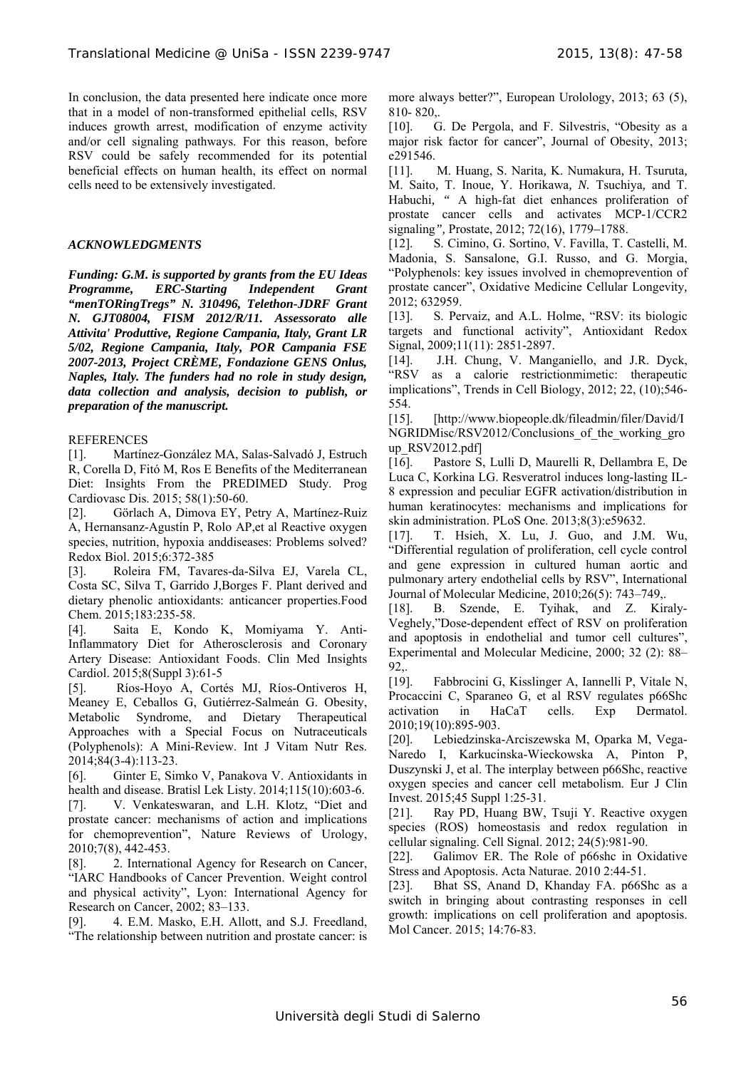In conclusion, the data presented here indicate once more that in a model of non-transformed epithelial cells, RSV induces growth arrest, modification of enzyme activity and/or cell signaling pathways. For this reason, before RSV could be safely recommended for its potential beneficial effects on human health, its effect on normal cells need to be extensively investigated.

### *ACKNOWLEDGMENTS*

***Funding: G.M. is supported by grants from the EU Ideas Programme, ERC-Starting Independent Grant "menTORingTregs" N. 310496, Telethon-JDRF Grant N. GJT08004, FISM 2012/R/11. Assessorato alle Attivita' Produttive, Regione Campania, Italy, Grant LR 5/02, Regione Campania, Italy, POR Campania FSE 2007-2013, Project CRÈME, Fondazione GENS Onlus, Naples, Italy. The funders had no role in study design, data collection and analysis, decision to publish, or preparation of the manuscript.***

REFERENCES

[1]. Martínez-González MA, Salas-Salvadó J, Estruch R, Corella D, Fitó M, Ros E Benefits of the Mediterranean Diet: Insights From the PREDIMED Study. Prog Cardiovasc Dis. 2015; 58(1):50-60.

[2]. Görlach A, Dimova EY, Petry A, Martínez-Ruiz A, Hernansanz-Agustín P, Rolo AP,et al Reactive oxygen species, nutrition, hypoxia anddiseases: Problems solved? Redox Biol. 2015;6:372-385

[3]. Roleira FM, Tavares-da-Silva EJ, Varela CL, Costa SC, Silva T, Garrido J,Borges F. Plant derived and dietary phenolic antioxidants: anticancer properties.Food Chem. 2015;183:235-58.

[4]. Saita E, Kondo K, Momiyama Y. Anti-Inflammatory Diet for Atherosclerosis and Coronary Artery Disease: Antioxidant Foods. Clin Med Insights Cardiol. 2015;8(Suppl 3):61-5

[5]. Ríos-Hoyo A, Cortés MJ, Ríos-Ontiveros H, Meaney E, Ceballos G, Gutiérrez-Salmeán G. Obesity, Metabolic Syndrome, and Dietary Therapeutical Approaches with a Special Focus on Nutraceuticals (Polyphenols): A Mini-Review. Int J Vitam Nutr Res. 2014;84(3-4):113-23.

[6]. Ginter E, Simko V, Panakova V. Antioxidants in health and disease. Bratisl Lek Listy. 2014;115(10):603-6.

[7]. V. Venkateswaran, and L.H. Klotz, "Diet and prostate cancer: mechanisms of action and implications for chemoprevention", Nature Reviews of Urology, 2010;7(8), 442-453.

[8]. 2. International Agency for Research on Cancer, "IARC Handbooks of Cancer Prevention. Weight control and physical activity", Lyon: International Agency for Research on Cancer, 2002; 83–133.

[9]. 4. E.M. Masko, E.H. Allott, and S.J. Freedland, "The relationship between nutrition and prostate cancer: is more always better?", European Urolology, 2013; 63 (5), 810- 820,.

[10]. G. De Pergola, and F. Silvestris, "Obesity as a major risk factor for cancer", Journal of Obesity, 2013; e291546.

[11]. M. Huang, S. Narita, K. Numakura, H. Tsuruta, M. Saito, T. Inoue, Y. Horikawa, *N.* Tsuchiya, and T. Habuchi, *"* A high-fat diet enhances proliferation of prostate cancer cells and activates MCP-1/CCR2 signaling*",* Prostate, 2012; 72(16), 1779–1788.

[12]. S. Cimino, G. Sortino, V. Favilla, T. Castelli, M. Madonia, S. Sansalone, G.I. Russo, and G. Morgia, "Polyphenols: key issues involved in chemoprevention of prostate cancer", Oxidative Medicine Cellular Longevity, 2012; 632959.

[13]. S. Pervaiz, and A.L. Holme, "RSV: its biologic targets and functional activity", Antioxidant Redox Signal, 2009;11(11): 2851-2897.

[14]. J.H. Chung, V. Manganiello, and J.R. Dyck, "RSV as a calorie restrictionmimetic: therapeutic implications", Trends in Cell Biology, 2012; 22, (10);546-554.

[15]. [http://www.biopeople.dk/fileadmin/filer/David/INGRIDMisc/RSV2012/Conclusions_of_the_working_group_RSV2012.pdf]

[16]. Pastore S, Lulli D, Maurelli R, Dellambra E, De Luca C, Korkina LG. Resveratrol induces long-lasting IL-8 expression and peculiar EGFR activation/distribution in human keratinocytes: mechanisms and implications for skin administration. PLoS One. 2013;8(3):e59632.

[17]. T. Hsieh, X. Lu, J. Guo, and J.M. Wu, "Differential regulation of proliferation, cell cycle control and gene expression in cultured human aortic and pulmonary artery endothelial cells by RSV", International Journal of Molecular Medicine, 2010;26(5): 743–749,.

[18]. B. Szende, E. Tyihak, and Z. Kiraly-Veghely,"Dose-dependent effect of RSV on proliferation and apoptosis in endothelial and tumor cell cultures", Experimental and Molecular Medicine, 2000; 32 (2): 88–92,.

[19]. Fabbrocini G, Kisslinger A, Iannelli P, Vitale N, Procaccini C, Sparaneo G, et al RSV regulates p66Shc activation in HaCaT cells. Exp Dermatol. 2010;19(10):895-903.

[20]. Lebiedzinska-Arciszewska M, Oparka M, Vega-Naredo I, Karkucinska-Wieckowska A, Pinton P, Duszynski J, et al. The interplay between p66Shc, reactive oxygen species and cancer cell metabolism. Eur J Clin Invest. 2015;45 Suppl 1:25-31.

[21]. Ray PD, Huang BW, Tsuji Y. Reactive oxygen species (ROS) homeostasis and redox regulation in cellular signaling. Cell Signal. 2012; 24(5):981-90.

[22]. Galimov ER. The Role of p66shc in Oxidative Stress and Apoptosis. Acta Naturae. 2010 2:44-51.

[23]. Bhat SS, Anand D, Khanday FA. p66Shc as a switch in bringing about contrasting responses in cell growth: implications on cell proliferation and apoptosis. Mol Cancer. 2015; 14:76-83.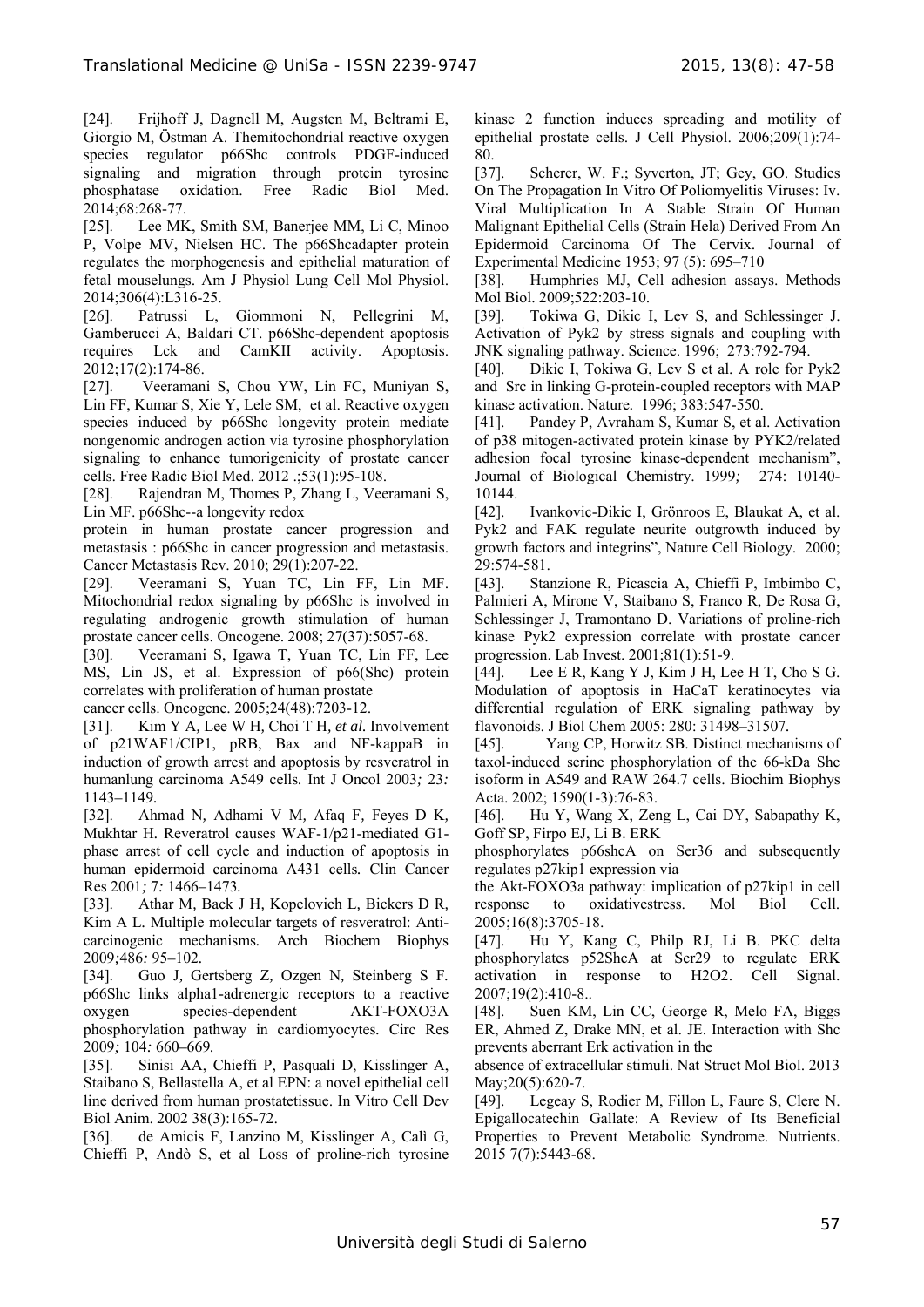[24]. Frijhoff J, Dagnell M, Augsten M, Beltrami E, Giorgio M, Östman A. Themitochondrial reactive oxygen species regulator p66Shc controls PDGF-induced signaling and migration through protein tyrosine phosphatase oxidation. Free Radic Biol Med. 2014;68:268-77.

[25]. Lee MK, Smith SM, Banerjee MM, Li C, Minoo P, Volpe MV, Nielsen HC. The p66Shcadapter protein regulates the morphogenesis and epithelial maturation of fetal mouselungs. Am J Physiol Lung Cell Mol Physiol. 2014;306(4):L316-25.

[26]. Patrussi L, Giommoni N, Pellegrini M, Gamberucci A, Baldari CT. p66Shc-dependent apoptosis requires Lck and CamKII activity. Apoptosis. 2012;17(2):174-86.

[27]. Veeramani S, Chou YW, Lin FC, Muniyan S, Lin FF, Kumar S, Xie Y, Lele SM, et al. Reactive oxygen species induced by p66Shc longevity protein mediate nongenomic androgen action via tyrosine phosphorylation signaling to enhance tumorigenicity of prostate cancer cells. Free Radic Biol Med. 2012 .;53(1):95-108.

[28]. Rajendran M, Thomes P, Zhang L, Veeramani S, Lin MF. p66Shc--a longevity redox protein in human prostate cancer progression and metastasis : p66Shc in cancer progression and metastasis. Cancer Metastasis Rev. 2010; 29(1):207-22.

[29]. Veeramani S, Yuan TC, Lin FF, Lin MF. Mitochondrial redox signaling by p66Shc is involved in regulating androgenic growth stimulation of human prostate cancer cells. Oncogene. 2008; 27(37):5057-68.

[30]. Veeramani S, Igawa T, Yuan TC, Lin FF, Lee MS, Lin JS, et al. Expression of p66(Shc) protein correlates with proliferation of human prostate cancer cells. Oncogene. 2005;24(48):7203-12.

[31]. Kim Y A, Lee W H, Choi T H, *et al.* Involvement of p21WAF1/CIP1, pRB, Bax and NF-kappaB in induction of growth arrest and apoptosis by resveratrol in humanlung carcinoma A549 cells. Int J Oncol 2003*;* 23*:* 1143*–*1149.

[32]. Ahmad N*,* Adhami V M*,* Afaq F*,* Feyes D K*,* Mukhtar H. Reveratrol causes WAF-1/p21-mediated G1-phase arrest of cell cycle and induction of apoptosis in human epidermoid carcinoma A431 cells*.* Clin Cancer Res 2001*;* 7*:* 1466*–*1473*.*

[33]. Athar M*,* Back J H*,* Kopelovich L*,* Bickers D R*,* Kim A L. Multiple molecular targets of resveratrol: Anti-carcinogenic mechanisms*.* Arch Biochem Biophys 2009*;*486*:* 95*–*102*.*

[34]. Guo J*,* Gertsberg Z*,* Ozgen N*,* Steinberg S F. p66Shc links alpha1-adrenergic receptors to a reactive oxygen species-dependent AKT-FOXO3A phosphorylation pathway in cardiomyocytes*.* Circ Res 2009*;* 104*:* 660*–*669*.*

[35]. Sinisi AA, Chieffi P, Pasquali D, Kisslinger A, Staibano S, Bellastella A, et al EPN: a novel epithelial cell line derived from human prostatetissue. In Vitro Cell Dev Biol Anim. 2002 38(3):165-72.

[36]. de Amicis F, Lanzino M, Kisslinger A, Calì G, Chieffi P, Andò S, et al Loss of proline-rich tyrosine kinase 2 function induces spreading and motility of epithelial prostate cells. J Cell Physiol. 2006;209(1):74-80.

[37]. Scherer, W. F.; Syverton, JT; Gey, GO. Studies On The Propagation In Vitro Of Poliomyelitis Viruses: Iv. Viral Multiplication In A Stable Strain Of Human Malignant Epithelial Cells (Strain Hela) Derived From An Epidermoid Carcinoma Of The Cervix. Journal of Experimental Medicine 1953; 97 (5): 695–710

[38]. Humphries MJ, Cell adhesion assays. Methods Mol Biol. 2009;522:203-10.

[39]. Tokiwa G, Dikic I, Lev S, and Schlessinger J. Activation of Pyk2 by stress signals and coupling with JNK signaling pathway. Science. 1996; 273:792-794.

[40]. Dikic I, Tokiwa G, Lev S et al. A role for Pyk2 and Src in linking G-protein-coupled receptors with MAP kinase activation. Nature*.* 1996; 383:547-550.

[41]. Pandey P, Avraham S, Kumar S, et al. Activation of p38 mitogen-activated protein kinase by PYK2/related adhesion focal tyrosine kinase-dependent mechanism", Journal of Biological Chemistry. 1999*;* 274: 10140-10144.

[42]. Ivankovic-Dikic I, Grönroos E, Blaukat A, et al. Pyk2 and FAK regulate neurite outgrowth induced by growth factors and integrins", Nature Cell Biology. 2000; 29:574-581.

[43]. Stanzione R, Picascia A, Chieffi P, Imbimbo C, Palmieri A, Mirone V, Staibano S, Franco R, De Rosa G, Schlessinger J, Tramontano D. Variations of proline-rich kinase Pyk2 expression correlate with prostate cancer progression. Lab Invest. 2001;81(1):51-9.

[44]. Lee E R, Kang Y J, Kim J H, Lee H T, Cho S G. Modulation of apoptosis in HaCaT keratinocytes via differential regulation of ERK signaling pathway by flavonoids. J Biol Chem 2005: 280: 31498–31507.

[45]. Yang CP, Horwitz SB. Distinct mechanisms of taxol-induced serine phosphorylation of the 66-kDa Shc isoform in A549 and RAW 264.7 cells. Biochim Biophys Acta. 2002; 1590(1-3):76-83.

[46]. Hu Y, Wang X, Zeng L, Cai DY, Sabapathy K, Goff SP, Firpo EJ, Li B. ERK phosphorylates p66shcA on Ser36 and subsequently regulates p27kip1 expression via the Akt-FOXO3a pathway: implication of p27kip1 in cell response to oxidativestress. Mol Biol Cell. 2005;16(8):3705-18.

[47]. Hu Y, Kang C, Philp RJ, Li B. PKC delta phosphorylates p52ShcA at Ser29 to regulate ERK activation in response to H2O2. Cell Signal. 2007;19(2):410-8..

[48]. Suen KM, Lin CC, George R, Melo FA, Biggs ER, Ahmed Z, Drake MN, et al. JE. Interaction with Shc prevents aberrant Erk activation in the absence of extracellular stimuli. Nat Struct Mol Biol. 2013 May;20(5):620-7.

[49]. Legeay S, Rodier M, Fillon L, Faure S, Clere N. Epigallocatechin Gallate: A Review of Its Beneficial Properties to Prevent Metabolic Syndrome. Nutrients. 2015 7(7):5443-68.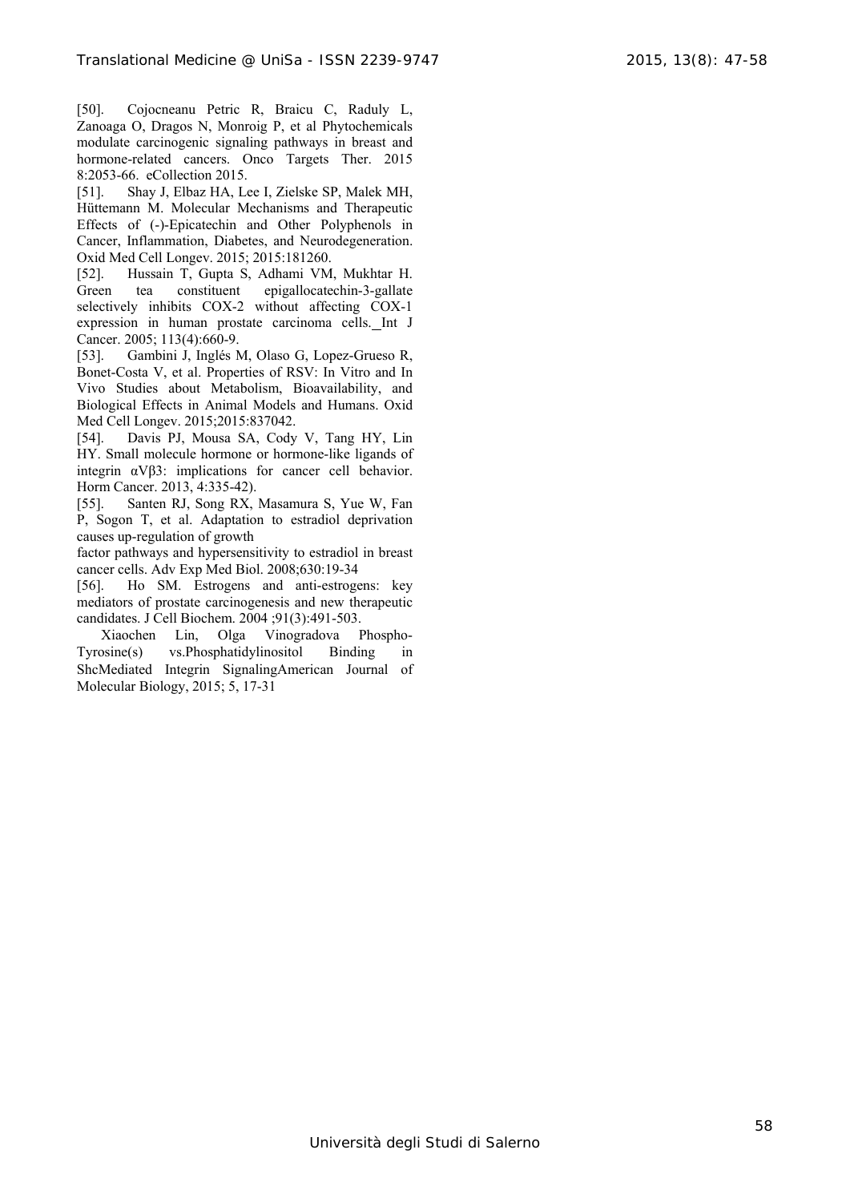[50]. Cojocneanu Petric R, Braicu C, Raduly L, Zanoaga O, Dragos N, Monroig P, et al Phytochemicals modulate carcinogenic signaling pathways in breast and hormone-related cancers. Onco Targets Ther. 2015 8:2053-66. eCollection 2015.

[51]. Shay J, Elbaz HA, Lee I, Zielske SP, Malek MH, Hüttemann M. Molecular Mechanisms and Therapeutic Effects of (-)-Epicatechin and Other Polyphenols in Cancer, Inflammation, Diabetes, and Neurodegeneration. Oxid Med Cell Longev. 2015; 2015:181260.

[52]. Hussain T, Gupta S, Adhami VM, Mukhtar H. Green tea constituent epigallocatechin-3-gallate selectively inhibits COX-2 without affecting COX-1 expression in human prostate carcinoma cells. Int J Cancer. 2005; 113(4):660-9.

[53]. Gambini J, Inglés M, Olaso G, Lopez-Grueso R, Bonet-Costa V, et al. Properties of RSV: In Vitro and In Vivo Studies about Metabolism, Bioavailability, and Biological Effects in Animal Models and Humans. Oxid Med Cell Longev. 2015;2015:837042.

[54]. Davis PJ, Mousa SA, Cody V, Tang HY, Lin HY. Small molecule hormone or hormone-like ligands of integrin αVβ3: implications for cancer cell behavior. Horm Cancer. 2013, 4:335-42).

[55]. Santen RJ, Song RX, Masamura S, Yue W, Fan P, Sogon T, et al. Adaptation to estradiol deprivation causes up-regulation of growth factor pathways and hypersensitivity to estradiol in breast cancer cells. Adv Exp Med Biol. 2008;630:19-34

[56]. Ho SM. Estrogens and anti-estrogens: key mediators of prostate carcinogenesis and new therapeutic candidates. J Cell Biochem. 2004 ;91(3):491-503.

Xiaochen Lin, Olga Vinogradova Phospho-Tyrosine(s) vs.Phosphatidylinositol Binding in ShcMediated Integrin SignalingAmerican Journal of Molecular Biology, 2015; 5, 17-31